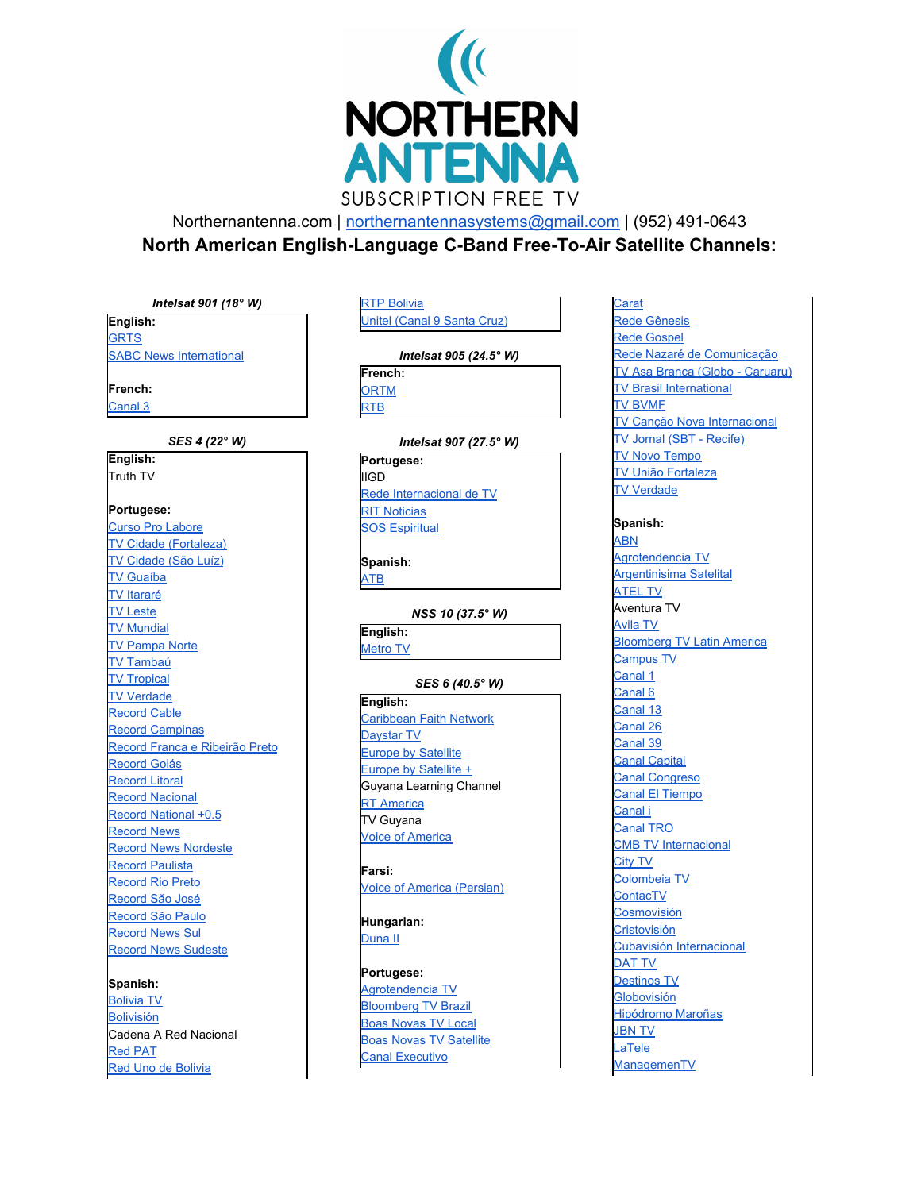# NORTHERN ANTENNA

SUBSCRIPTION FREE TV

Northernantenna.com | northernantennasystems@gmail.com | (952) 491-0643

## North American English-Language C-Band Free-To-Air Satellite Channels:

### *Intelsat 901 (18° W)*

**English:**
- GRTS
- SABC News International

**French:**
- Canal 3

### *SES 4 (22° W)*

**English:**
- Truth TV

**Portugese:**
- Curso Pro Labore
- TV Cidade (Fortaleza)
- TV Cidade (São Luíz)
- TV Guaíba
- TV Itararé
- TV Leste
- TV Mundial
- TV Pampa Norte
- TV Tambaú
- TV Tropical
- TV Verdade
- Record Cable
- Record Campinas
- Record Franca e Ribeirão Preto
- Record Goiás
- Record Litoral
- Record Nacional
- Record National +0.5
- Record News
- Record News Nordeste
- Record Paulista
- Record Rio Preto
- Record São José
- Record São Paulo
- Record News Sul
- Record News Sudeste

**Spanish:**
- Bolivia TV
- Bolivisión
- Cadena A Red Nacional
- Red PAT
- Red Uno de Bolivia
- RTP Bolivia
- Unitel (Canal 9 Santa Cruz)

### *Intelsat 905 (24.5° W)*

**French:**
- ORTM
- RTB

### *Intelsat 907 (27.5° W)*

**Portugese:**
- IIGD
- Rede Internacional de TV
- RIT Noticias
- SOS Espiritual

**Spanish:**
- ATB

### *NSS 10 (37.5° W)*

**English:**
- Metro TV

### *SES 6 (40.5° W)*

**English:**
- Caribbean Faith Network
- Daystar TV
- Europe by Satellite
- Europe by Satellite +
- Guyana Learning Channel
- RT America
- TV Guyana
- Voice of America

**Farsi:**
- Voice of America (Persian)

**Hungarian:**
- Duna II

**Portugese:**
- Agrotendencia TV
- Bloomberg TV Brazil
- Boas Novas TV Local
- Boas Novas TV Satellite
- Canal Executivo
- Carat
- Rede Gênesis
- Rede Gospel
- Rede Nazaré de Comunicação
- TV Asa Branca (Globo - Caruaru)
- TV Brasil International
- TV BVMF
- TV Canção Nova Internacional
- TV Jornal (SBT - Recife)
- TV Novo Tempo
- TV União Fortaleza
- TV Verdade

**Spanish:**
- ABN
- Agrotendencia TV
- Argentinisima Satelital
- ATEL TV
- Aventura TV
- Avila TV
- Bloomberg TV Latin America
- Campus TV
- Canal 1
- Canal 6
- Canal 13
- Canal 26
- Canal 39
- Canal Capital
- Canal Congreso
- Canal El Tiempo
- Canal i
- Canal TRO
- CMB TV Internacional
- City TV
- Colombeia TV
- ContacTV
- Cosmovisión
- Cristovisión
- Cubavisión Internacional
- DAT TV
- Destinos TV
- Globovisión
- Hipódromo Maroñas
- JBN TV
- LaTele
- ManagemenTV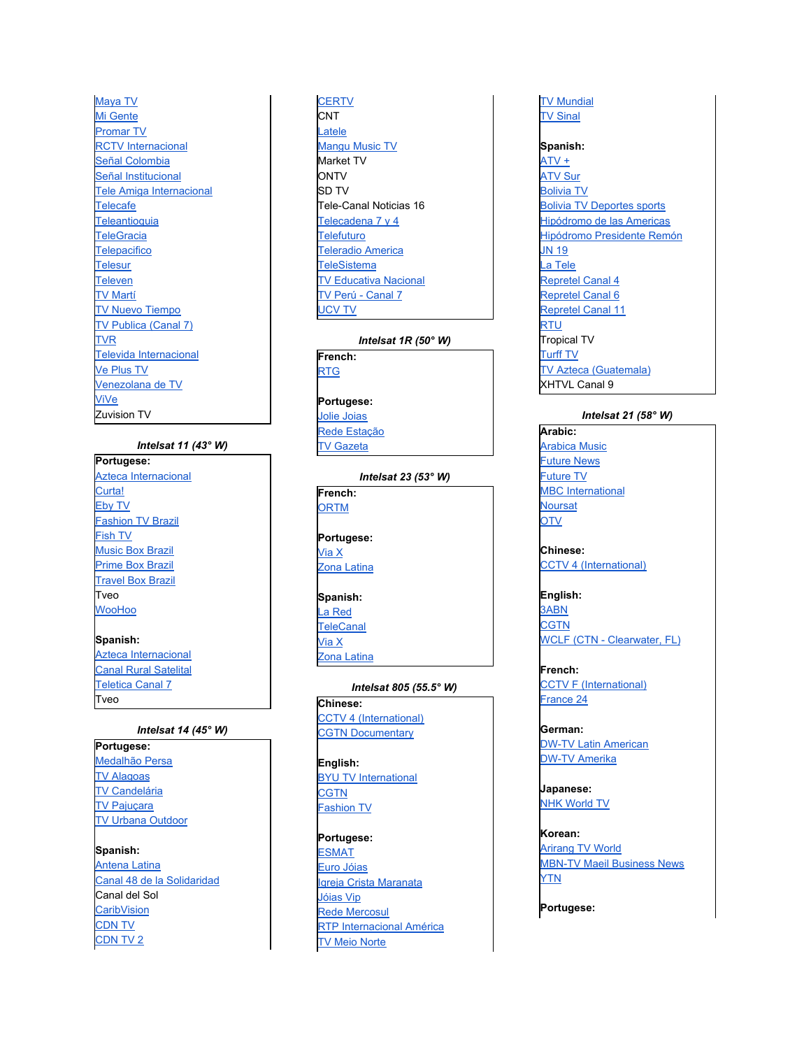Maya TV
Mi Gente
Promar TV
RCTV Internacional
Señal Colombia
Señal Institucional
Tele Amiga Internacional
Telecafe
Teleantioquia
TeleGracia
Telepacifico
Telesur
Televen
TV Martí
TV Nuevo Tiempo
TV Publica (Canal 7)
TVR
Televida Internacional
Ve Plus TV
Venezolana de TV
ViVe
Zuvision TV

### *Intelsat 11 (43° W)*

**Portugese:**
Azteca Internacional
Curta!
Eby TV
Fashion TV Brazil
Fish TV
Music Box Brazil
Prime Box Brazil
Travel Box Brazil
Tveo
WooHoo

**Spanish:**
Azteca Internacional
Canal Rural Satelital
Teletica Canal 7
Tveo

### *Intelsat 14 (45° W)*

**Portugese:**
Medalhão Persa
TV Alagoas
TV Candelária
TV Pajuçara
TV Urbana Outdoor

**Spanish:**
Antena Latina
Canal 48 de la Solidaridad
Canal del Sol
CaribVision
CDN TV
CDN TV 2
CERTV
CNT
Latele
Mangu Music TV
Market TV
ONTV
SD TV
Tele-Canal Noticias 16
Telecadena 7 y 4
Telefuturo
Teleradio America
TeleSistema
TV Educativa Nacional
TV Perú - Canal 7
UCV TV

### *Intelsat 1R (50° W)*

**French:**
RTG

**Portugese:**
Jolie Joias
Rede Estação
TV Gazeta

### *Intelsat 23 (53° W)*

**French:**
ORTM

**Portugese:**
Via X
Zona Latina

**Spanish:**
La Red
TeleCanal
Via X
Zona Latina

### *Intelsat 805 (55.5° W)*

**Chinese:**
CCTV 4 (International)
CGTN Documentary

**English:**
BYU TV International
CGTN
Fashion TV

**Portugese:**
ESMAT
Euro Jóias
Igreja Crista Maranata
Jóias Vip
Rede Mercosul
RTP Internacional América
TV Meio Norte
TV Mundial
TV Sinal

**Spanish:**
ATV +
ATV Sur
Bolivia TV
Bolivia TV Deportes sports
Hipódromo de las Americas
Hipódromo Presidente Remón
JN 19
La Tele
Repretel Canal 4
Repretel Canal 6
Repretel Canal 11
RTU
Tropical TV
Turff TV
TV Azteca (Guatemala)
XHTVL Canal 9

### *Intelsat 21 (58° W)*

**Arabic:**
Arabica Music
Future News
Future TV
MBC International
Noursat
OTV

**Chinese:**
CCTV 4 (International)

**English:**
3ABN
CGTN
WCLF (CTN - Clearwater, FL)

**French:**
CCTV F (International)
France 24

**German:**
DW-TV Latin American
DW-TV Amerika

**Japanese:**
NHK World TV

**Korean:**
Arirang TV World
MBN-TV Maeil Business News
YTN

**Portugese:**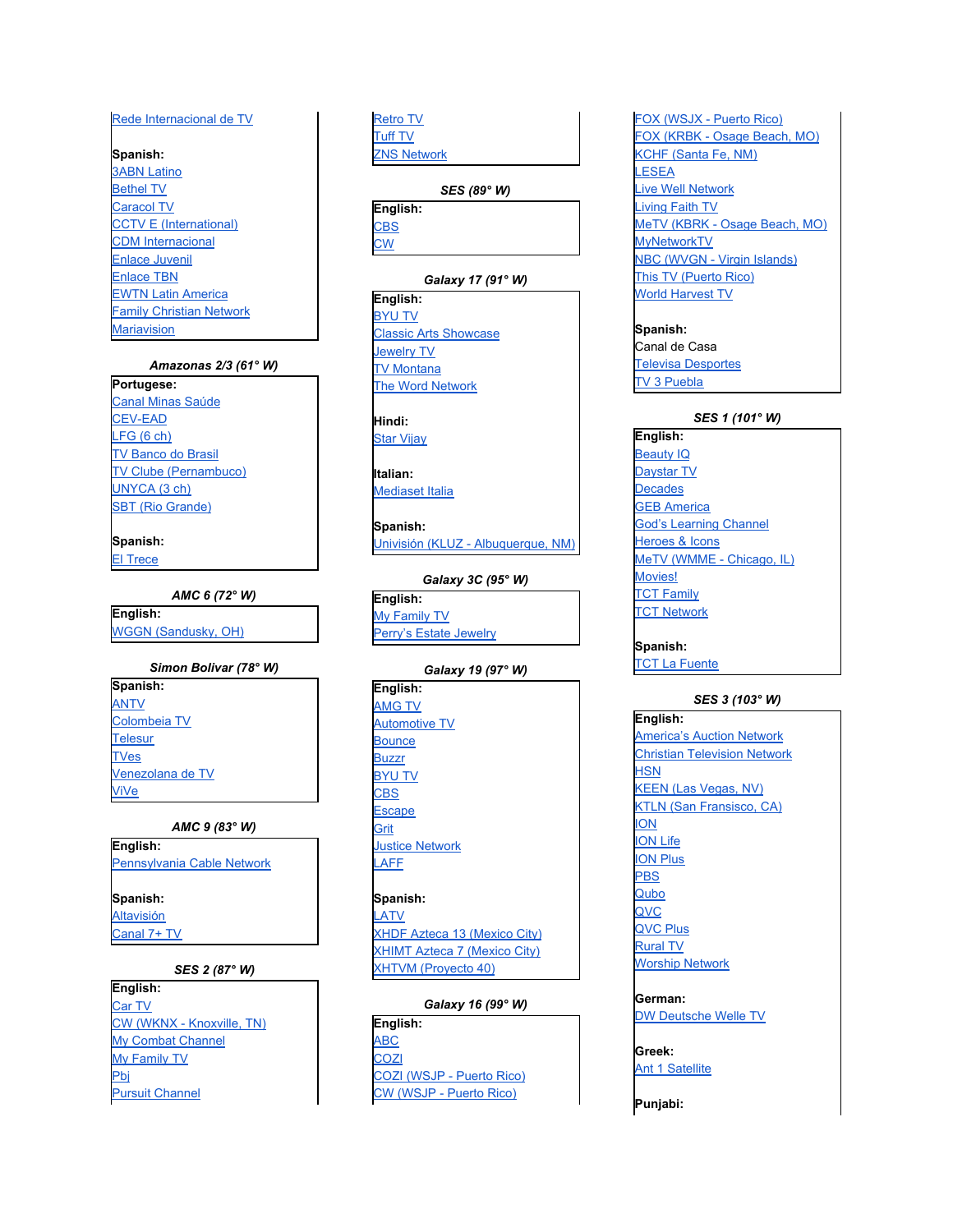Rede Internacional de TV

**Spanish:**
3ABN Latino
Bethel TV
Caracol TV
CCTV E (International)
CDM Internacional
Enlace Juvenil
Enlace TBN
EWTN Latin America
Family Christian Network
Mariavision

### *Amazonas 2/3 (61° W)*

**Portugese:**
Canal Minas Saúde
CEV-EAD
LFG (6 ch)
TV Banco do Brasil
TV Clube (Pernambuco)
UNYCA (3 ch)
SBT (Rio Grande)

**Spanish:**
El Trece

### *AMC 6 (72° W)*

**English:**
WGGN (Sandusky, OH)

### *Simon Bolivar (78° W)*

**Spanish:**
ANTV
Colombeia TV
Telesur
TVes
Venezolana de TV
ViVe

### *AMC 9 (83° W)*

**English:**
Pennsylvania Cable Network

**Spanish:**
Altavisión
Canal 7+ TV

### *SES 2 (87° W)*

**English:**
Car TV
CW (WKNX - Knoxville, TN)
My Combat Channel
My Family TV
Pbj
Pursuit Channel
Retro TV
Tuff TV
ZNS Network

### *SES (89° W)*

**English:**
CBS
CW

### *Galaxy 17 (91° W)*

**English:**
BYU TV
Classic Arts Showcase
Jewelry TV
TV Montana
The Word Network

**Hindi:**
Star Vijay

**Italian:**
Mediaset Italia

**Spanish:**
Univisión (KLUZ - Albuquerque, NM)

### *Galaxy 3C (95° W)*

**English:**
My Family TV
Perry's Estate Jewelry

### *Galaxy 19 (97° W)*

**English:**
AMG TV
Automotive TV
Bounce
Buzzr
BYU TV
CBS
Escape
Grit
Justice Network
LAFF

**Spanish:**
LATV
XHDF Azteca 13 (Mexico City)
XHIMT Azteca 7 (Mexico City)
XHTVM (Proyecto 40)

### *Galaxy 16 (99° W)*

**English:**
ABC
COZI
COZI (WSJP - Puerto Rico)
CW (WSJP - Puerto Rico)
FOX (WSJX - Puerto Rico)
FOX (KRBK - Osage Beach, MO)
KCHF (Santa Fe, NM)
LESEA
Live Well Network
Living Faith TV
MeTV (KBRK - Osage Beach, MO)
MyNetworkTV
NBC (WVGN - Virgin Islands)
This TV (Puerto Rico)
World Harvest TV

**Spanish:**
Canal de Casa
Televisa Desportes
TV 3 Puebla

### *SES 1 (101° W)*

**English:**
Beauty IQ
Daystar TV
Decades
GEB America
God's Learning Channel
Heroes & Icons
MeTV (WMME - Chicago, IL)
Movies!
TCT Family
TCT Network

**Spanish:**
TCT La Fuente

### *SES 3 (103° W)*

**English:**
America's Auction Network
Christian Television Network
HSN
KEEN (Las Vegas, NV)
KTLN (San Fransisco, CA)
ION
ION Life
ION Plus
PBS
Qubo
QVC
QVC Plus
Rural TV
Worship Network

**German:**
DW Deutsche Welle TV

**Greek:**
Ant 1 Satellite

**Punjabi:**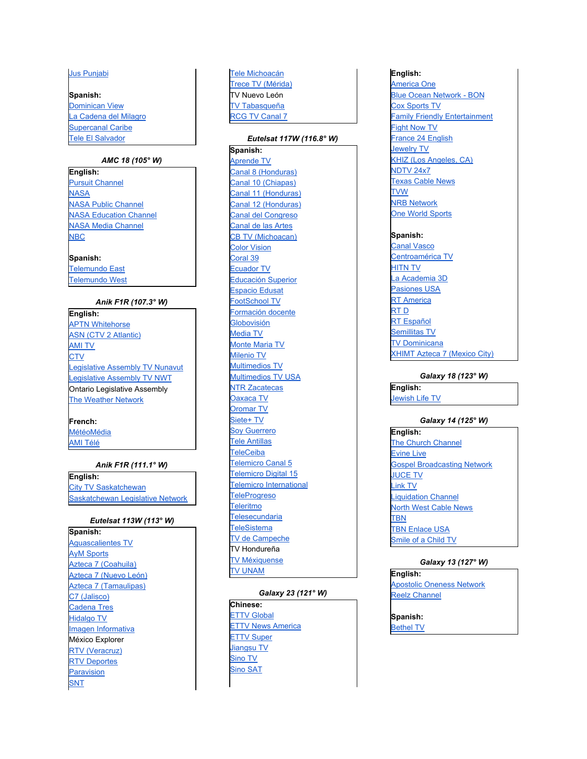Jus Punjabi

**Spanish:**
Dominican View
La Cadena del Milagro
Supercanal Caribe
Tele El Salvador

### *AMC 18 (105° W)*

**English:**
Pursuit Channel
NASA
NASA Public Channel
NASA Education Channel
NASA Media Channel
NBC

**Spanish:**
Telemundo East
Telemundo West

### *Anik F1R (107.3° W)*

**English:**
APTN Whitehorse
ASN (CTV 2 Atlantic)
AMI TV
CTV
Legislative Assembly TV Nunavut
Legislative Assembly TV NWT
Ontario Legislative Assembly
The Weather Network

**French:**
MétéoMédia
AMI Télé

### *Anik F1R (111.1° W)*

**English:**
City TV Saskatchewan
Saskatchewan Legislative Network

### *Eutelsat 113W (113° W)*

**Spanish:**
Aguascalientes TV
AyM Sports
Azteca 7 (Coahuila)
Azteca 7 (Nuevo León)
Azteca 7 (Tamaulipas)
C7 (Jalisco)
Cadena Tres
Hidalgo TV
Imagen Informativa
México Explorer
RTV (Veracruz)
RTV Deportes
Paravision
SNT
Tele Michoacán
Trece TV (Mérida)
TV Nuevo León
TV Tabasqueña
RCG TV Canal 7

### *Eutelsat 117W (116.8° W)*

**Spanish:**
Aprende TV
Canal 8 (Honduras)
Canal 10 (Chiapas)
Canal 11 (Honduras)
Canal 12 (Honduras)
Canal del Congreso
Canal de las Artes
CB TV (Michoacan)
Color Vision
Coral 39
Ecuador TV
Educación Superior
Espacio Edusat
FootSchool TV
Formación docente
Globovisión
Media TV
Monte Maria TV
Milenio TV
Multimedios TV
Multimedios TV USA
NTR Zacatecas
Oaxaca TV
Oromar TV
Siete+ TV
Soy Guerrero
Tele Antillas
TeleCeiba
Telemicro Canal 5
Telemicro Digital 15
Telemicro International
TeleProgreso
Teleritmo
Telesecundaria
TeleSistema
TV de Campeche
TV Hondureña
TV Méxiquense
TV UNAM

### *Galaxy 23 (121° W)*

**Chinese:**
ETTV Global
ETTV News America
ETTV Super
Jiangsu TV
Sino TV
Sino SAT

**English:**
America One
Blue Ocean Network - BON
Cox Sports TV
Family Friendly Entertainment
Fight Now TV
France 24 English
Jewelry TV
KHIZ (Los Angeles, CA)
NDTV 24x7
Texas Cable News
TVW
NRB Network
One World Sports

**Spanish:**
Canal Vasco
Centroamérica TV
HITN TV
La Academia 3D
Pasiones USA
RT America
RT D
RT Español
Semillitas TV
TV Dominicana
XHIMT Azteca 7 (Mexico City)

### *Galaxy 18 (123° W)*

**English:**
Jewish Life TV

### *Galaxy 14 (125° W)*

**English:**
The Church Channel
Evine Live
Gospel Broadcasting Network
JUCE TV
Link TV
Liquidation Channel
North West Cable News
TBN
TBN Enlace USA
Smile of a Child TV

### *Galaxy 13 (127° W)*

**English:**
Apostolic Oneness Network
Reelz Channel

**Spanish:**
Bethel TV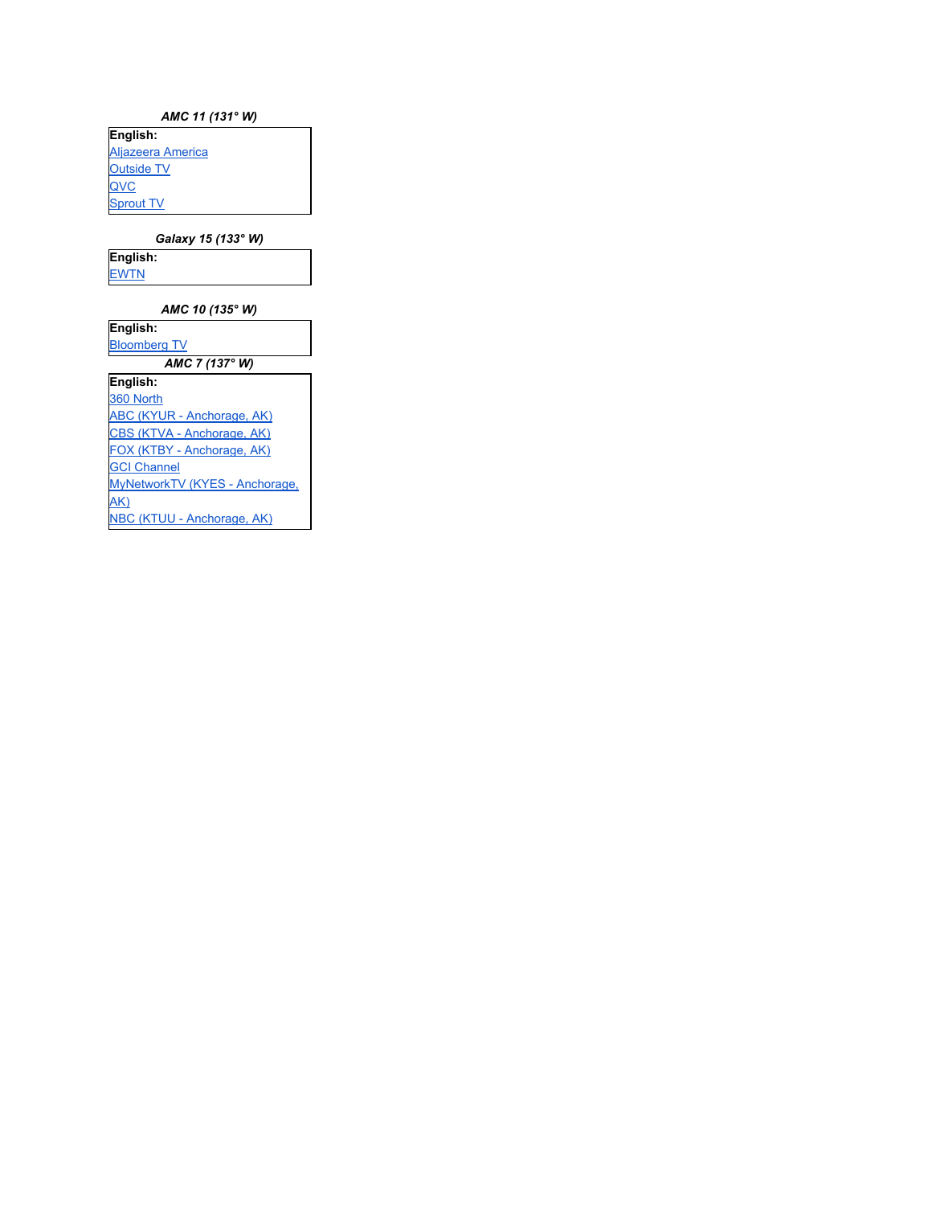*AMC 11 (131° W)*

| English: |
|---|
| Aljazeera America |
| Outside TV |
| QVC |
| Sprout TV |

*Galaxy 15 (133° W)*

| English: |
|---|
| EWTN |

*AMC 10 (135° W)*

| English: |
|---|
| Bloomberg TV |

*AMC 7 (137° W)*

| English: |
|---|
| 360 North |
| ABC (KYUR - Anchorage, AK) |
| CBS (KTVA - Anchorage, AK) |
| FOX (KTBY - Anchorage, AK) |
| GCI Channel |
| MyNetworkTV (KYES - Anchorage, AK) |
| NBC (KTUU - Anchorage, AK) |